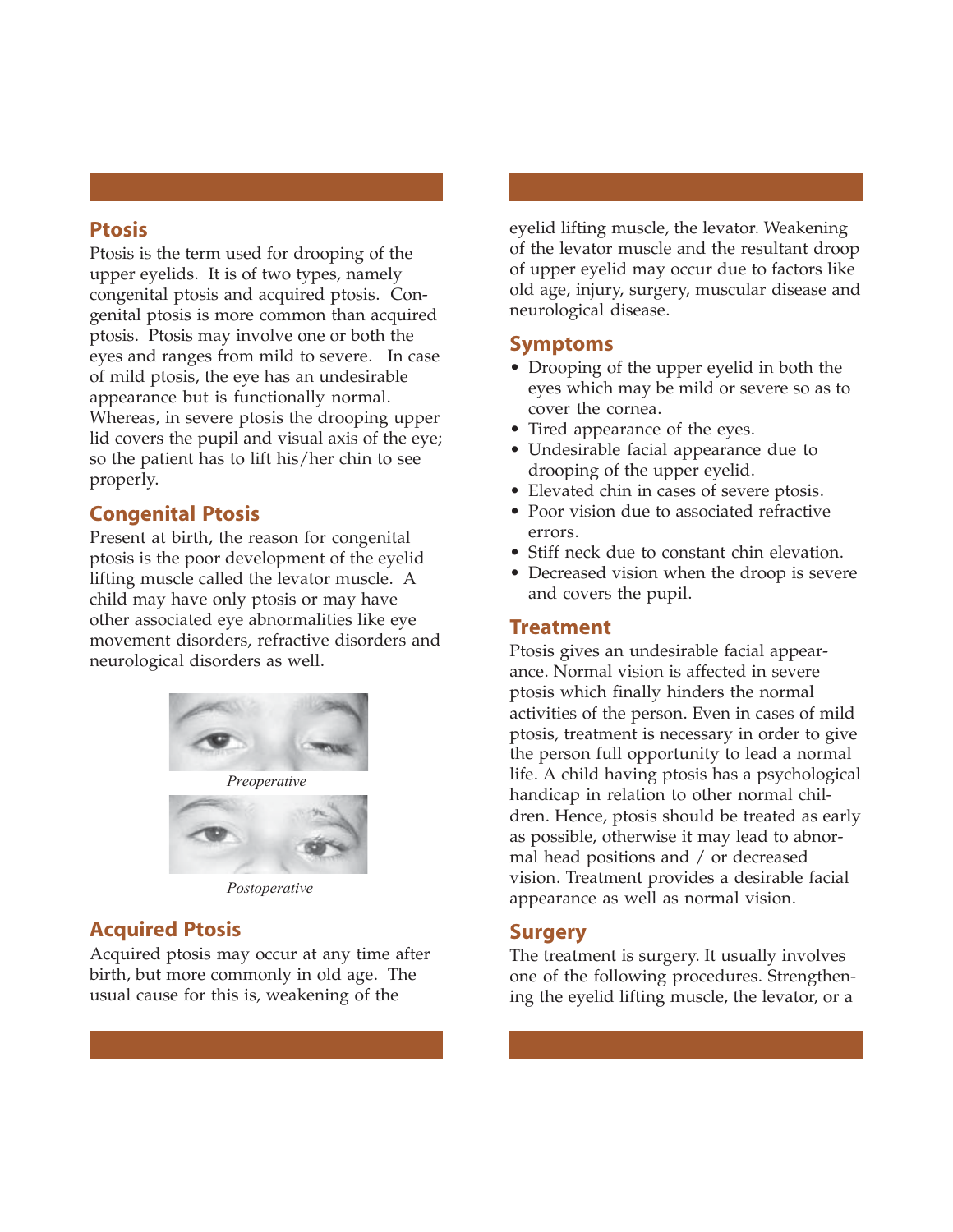## Ptosis

Ptosis is the term used for drooping of the upper eyelids. It is of two types, namely congenital ptosis and acquired ptosis. Congenital ptosis is more common than acquired ptosis. Ptosis may involve one or both the eyes and ranges from mild to severe. In case of mild ptosis, the eye has an undesirable appearance but is functionally normal. Whereas, in severe ptosis the drooping upper lid covers the pupil and visual axis of the eye; so the patient has to lift his/her chin to see properly.

## Congenital Ptosis

Present at birth, the reason for congenital ptosis is the poor development of the eyelid lifting muscle called the levator muscle. A child may have only ptosis or may have other associated eye abnormalities like eye movement disorders, refractive disorders and neurological disorders as well.

*Preoperative*

*Postoperative*

## Acquired Ptosis

Acquired ptosis may occur at any time after birth, but more commonly in old age. The usual cause for this is, weakening of the eyelid lifting muscle, the levator. Weakening of the levator muscle and the resultant droop of upper eyelid may occur due to factors like old age, injury, surgery, muscular disease and neurological disease.

## Symptoms

- Drooping of the upper eyelid in both the eyes which may be mild or severe so as to cover the cornea.
- Tired appearance of the eyes.
- Undesirable facial appearance due to drooping of the upper eyelid.
- Elevated chin in cases of severe ptosis.
- Poor vision due to associated refractive errors.
- Stiff neck due to constant chin elevation.
- Decreased vision when the droop is severe and covers the pupil.

## Treatment

Ptosis gives an undesirable facial appearance. Normal vision is affected in severe ptosis which finally hinders the normal activities of the person. Even in cases of mild ptosis, treatment is necessary in order to give the person full opportunity to lead a normal life. A child having ptosis has a psychological handicap in relation to other normal children. Hence, ptosis should be treated as early as possible, otherwise it may lead to abnormal head positions and / or decreased vision. Treatment provides a desirable facial appearance as well as normal vision.

## Surgery

The treatment is surgery. It usually involves one of the following procedures. Strengthening the eyelid lifting muscle, the levator, or a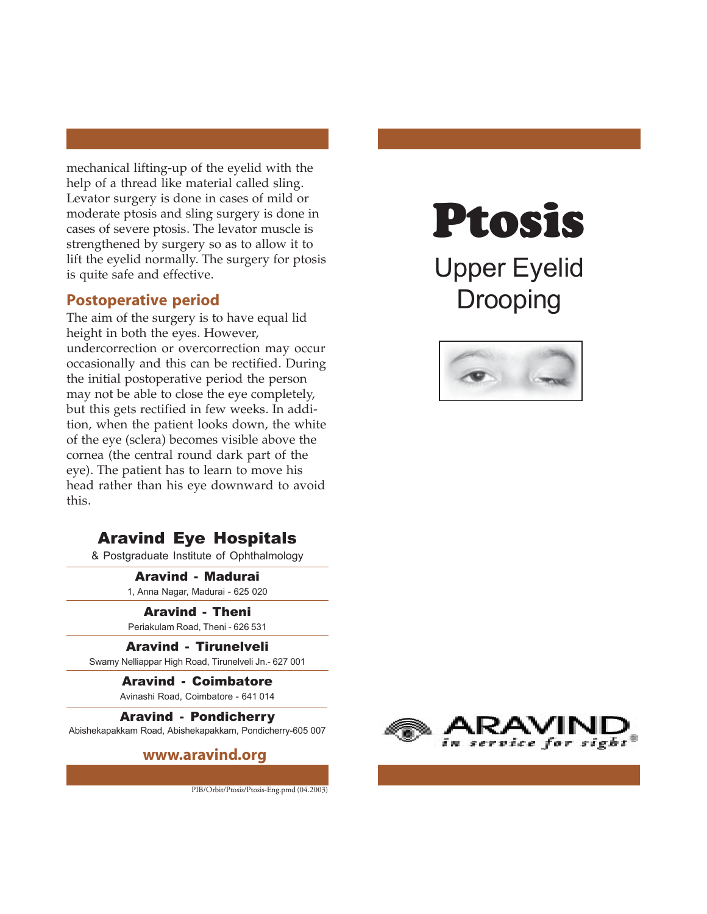mechanical lifting-up of the eyelid with the help of a thread like material called sling. Levator surgery is done in cases of mild or moderate ptosis and sling surgery is done in cases of severe ptosis. The levator muscle is strengthened by surgery so as to allow it to lift the eyelid normally. The surgery for ptosis is quite safe and effective.

## Postoperative period

The aim of the surgery is to have equal lid height in both the eyes. However, undercorrection or overcorrection may occur occasionally and this can be rectified. During the initial postoperative period the person may not be able to close the eye completely, but this gets rectified in few weeks. In addition, when the patient looks down, the white of the eye (sclera) becomes visible above the cornea (the central round dark part of the eye). The patient has to learn to move his head rather than his eye downward to avoid this.

## Aravind Eye Hospitals

& Postgraduate Institute of Ophthalmology

**Aravind - Madurai**
1, Anna Nagar, Madurai - 625 020

**Aravind - Theni**
Periakulam Road, Theni - 626 531

**Aravind - Tirunelveli**
Swamy Nelliappar High Road, Tirunelveli Jn.- 627 001

**Aravind - Coimbatore**
Avinashi Road, Coimbatore - 641 014

**Aravind - Pondicherry**
Abishekapakkam Road, Abishekapakkam, Pondicherry-605 007

**www.aravind.org**

PIB/Orbit/Ptosis/Ptosis-Eng.pmd (04.2003)

# Ptosis

## Upper Eyelid Drooping

ARAVIND
*in service for sight*